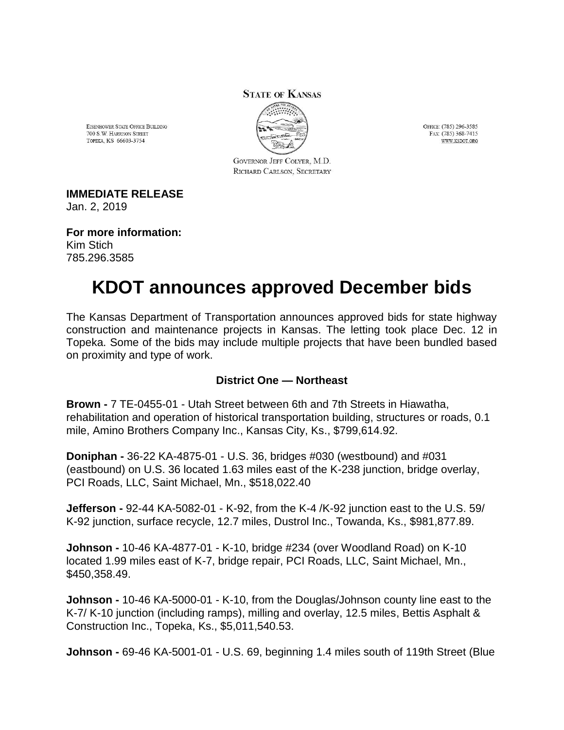**STATE OF KANSAS**

EISENHOWER STATE OFFICE BUILDING
700 S.W. HARRISON STREET
TOPEKA, KS 66603-3754

OFFICE: (785) 296-3585
FAX: (785) 368-7415
WWW.KSDOT.ORG

GOVERNOR JEFF COLYER, M.D.
RICHARD CARLSON, SECRETARY

**IMMEDIATE RELEASE**
Jan. 2, 2019

**For more information:**
Kim Stich
785.296.3585

# KDOT announces approved December bids

The Kansas Department of Transportation announces approved bids for state highway construction and maintenance projects in Kansas. The letting took place Dec. 12 in Topeka. Some of the bids may include multiple projects that have been bundled based on proximity and type of work.

### District One — Northeast

**Brown -** 7 TE-0455-01 - Utah Street between 6th and 7th Streets in Hiawatha, rehabilitation and operation of historical transportation building, structures or roads, 0.1 mile, Amino Brothers Company Inc., Kansas City, Ks., $799,614.92.

**Doniphan -** 36-22 KA-4875-01 - U.S. 36, bridges #030 (westbound) and #031 (eastbound) on U.S. 36 located 1.63 miles east of the K-238 junction, bridge overlay, PCI Roads, LLC, Saint Michael, Mn., $518,022.40

**Jefferson -** 92-44 KA-5082-01 - K-92, from the K-4 /K-92 junction east to the U.S. 59/ K-92 junction, surface recycle, 12.7 miles, Dustrol Inc., Towanda, Ks., $981,877.89.

**Johnson -** 10-46 KA-4877-01 - K-10, bridge #234 (over Woodland Road) on K-10 located 1.99 miles east of K-7, bridge repair, PCI Roads, LLC, Saint Michael, Mn., $450,358.49.

**Johnson -** 10-46 KA-5000-01 - K-10, from the Douglas/Johnson county line east to the K-7/ K-10 junction (including ramps), milling and overlay, 12.5 miles, Bettis Asphalt & Construction Inc., Topeka, Ks., $5,011,540.53.

**Johnson -** 69-46 KA-5001-01 - U.S. 69, beginning 1.4 miles south of 119th Street (Blue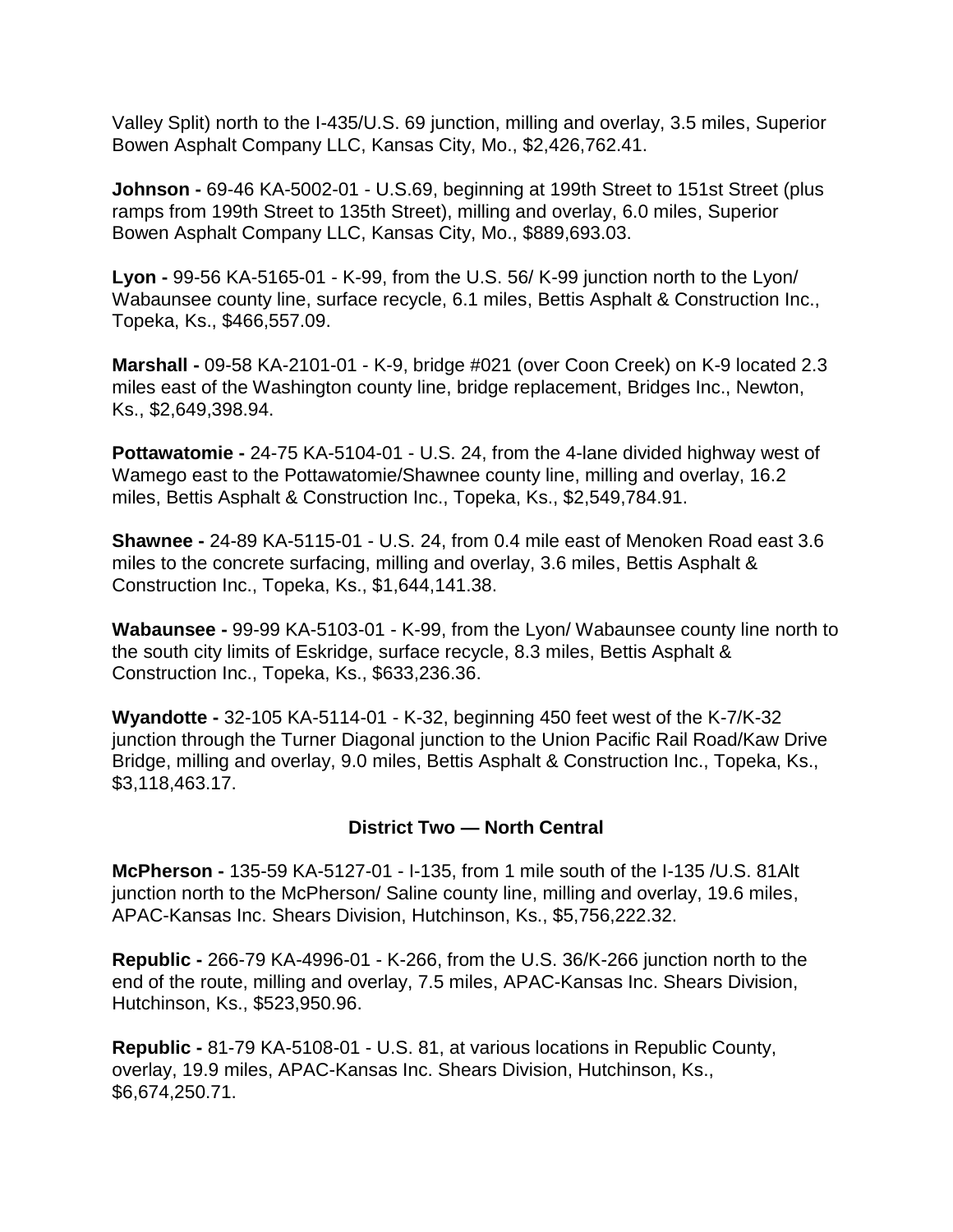Valley Split) north to the I-435/U.S. 69 junction, milling and overlay, 3.5 miles, Superior Bowen Asphalt Company LLC, Kansas City, Mo., $2,426,762.41.

**Johnson -** 69-46 KA-5002-01 - U.S.69, beginning at 199th Street to 151st Street (plus ramps from 199th Street to 135th Street), milling and overlay, 6.0 miles, Superior Bowen Asphalt Company LLC, Kansas City, Mo., $889,693.03.

**Lyon -** 99-56 KA-5165-01 - K-99, from the U.S. 56/ K-99 junction north to the Lyon/ Wabaunsee county line, surface recycle, 6.1 miles, Bettis Asphalt & Construction Inc., Topeka, Ks., $466,557.09.

**Marshall -** 09-58 KA-2101-01 - K-9, bridge #021 (over Coon Creek) on K-9 located 2.3 miles east of the Washington county line, bridge replacement, Bridges Inc., Newton, Ks., $2,649,398.94.

**Pottawatomie -** 24-75 KA-5104-01 - U.S. 24, from the 4-lane divided highway west of Wamego east to the Pottawatomie/Shawnee county line, milling and overlay, 16.2 miles, Bettis Asphalt & Construction Inc., Topeka, Ks., $2,549,784.91.

**Shawnee -** 24-89 KA-5115-01 - U.S. 24, from 0.4 mile east of Menoken Road east 3.6 miles to the concrete surfacing, milling and overlay, 3.6 miles, Bettis Asphalt & Construction Inc., Topeka, Ks., $1,644,141.38.

**Wabaunsee -** 99-99 KA-5103-01 - K-99, from the Lyon/ Wabaunsee county line north to the south city limits of Eskridge, surface recycle, 8.3 miles, Bettis Asphalt & Construction Inc., Topeka, Ks., $633,236.36.

**Wyandotte -** 32-105 KA-5114-01 - K-32, beginning 450 feet west of the K-7/K-32 junction through the Turner Diagonal junction to the Union Pacific Rail Road/Kaw Drive Bridge, milling and overlay, 9.0 miles, Bettis Asphalt & Construction Inc., Topeka, Ks., $3,118,463.17.

## District Two — North Central

**McPherson -** 135-59 KA-5127-01 - I-135, from 1 mile south of the I-135 /U.S. 81Alt junction north to the McPherson/ Saline county line, milling and overlay, 19.6 miles, APAC-Kansas Inc. Shears Division, Hutchinson, Ks., $5,756,222.32.

**Republic -** 266-79 KA-4996-01 - K-266, from the U.S. 36/K-266 junction north to the end of the route, milling and overlay, 7.5 miles, APAC-Kansas Inc. Shears Division, Hutchinson, Ks., $523,950.96.

**Republic -** 81-79 KA-5108-01 - U.S. 81, at various locations in Republic County, overlay, 19.9 miles, APAC-Kansas Inc. Shears Division, Hutchinson, Ks., $6,674,250.71.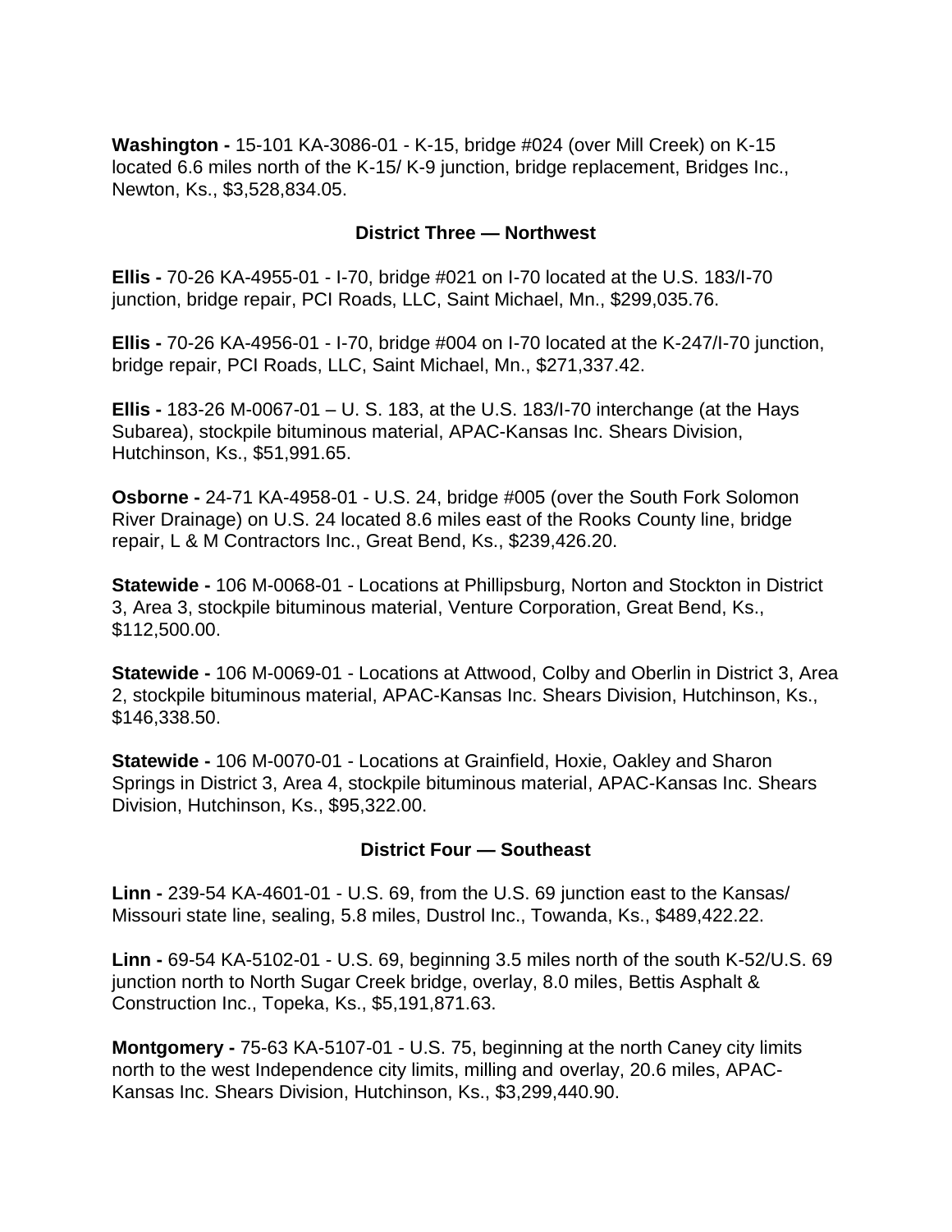**Washington -** 15-101 KA-3086-01 - K-15, bridge #024 (over Mill Creek) on K-15 located 6.6 miles north of the K-15/ K-9 junction, bridge replacement, Bridges Inc., Newton, Ks., $3,528,834.05.

### District Three — Northwest

**Ellis -** 70-26 KA-4955-01 - I-70, bridge #021 on I-70 located at the U.S. 183/I-70 junction, bridge repair, PCI Roads, LLC, Saint Michael, Mn., $299,035.76.

**Ellis -** 70-26 KA-4956-01 - I-70, bridge #004 on I-70 located at the K-247/I-70 junction, bridge repair, PCI Roads, LLC, Saint Michael, Mn., $271,337.42.

**Ellis -** 183-26 M-0067-01 – U. S. 183, at the U.S. 183/I-70 interchange (at the Hays Subarea), stockpile bituminous material, APAC-Kansas Inc. Shears Division, Hutchinson, Ks., $51,991.65.

**Osborne -** 24-71 KA-4958-01 - U.S. 24, bridge #005 (over the South Fork Solomon River Drainage) on U.S. 24 located 8.6 miles east of the Rooks County line, bridge repair, L & M Contractors Inc., Great Bend, Ks., $239,426.20.

**Statewide -** 106 M-0068-01 - Locations at Phillipsburg, Norton and Stockton in District 3, Area 3, stockpile bituminous material, Venture Corporation, Great Bend, Ks., $112,500.00.

**Statewide -** 106 M-0069-01 - Locations at Attwood, Colby and Oberlin in District 3, Area 2, stockpile bituminous material, APAC-Kansas Inc. Shears Division, Hutchinson, Ks., $146,338.50.

**Statewide -** 106 M-0070-01 - Locations at Grainfield, Hoxie, Oakley and Sharon Springs in District 3, Area 4, stockpile bituminous material, APAC-Kansas Inc. Shears Division, Hutchinson, Ks., $95,322.00.

### District Four — Southeast

**Linn -** 239-54 KA-4601-01 - U.S. 69, from the U.S. 69 junction east to the Kansas/ Missouri state line, sealing, 5.8 miles, Dustrol Inc., Towanda, Ks., $489,422.22.

**Linn -** 69-54 KA-5102-01 - U.S. 69, beginning 3.5 miles north of the south K-52/U.S. 69 junction north to North Sugar Creek bridge, overlay, 8.0 miles, Bettis Asphalt & Construction Inc., Topeka, Ks., $5,191,871.63.

**Montgomery -** 75-63 KA-5107-01 - U.S. 75, beginning at the north Caney city limits north to the west Independence city limits, milling and overlay, 20.6 miles, APAC-Kansas Inc. Shears Division, Hutchinson, Ks., $3,299,440.90.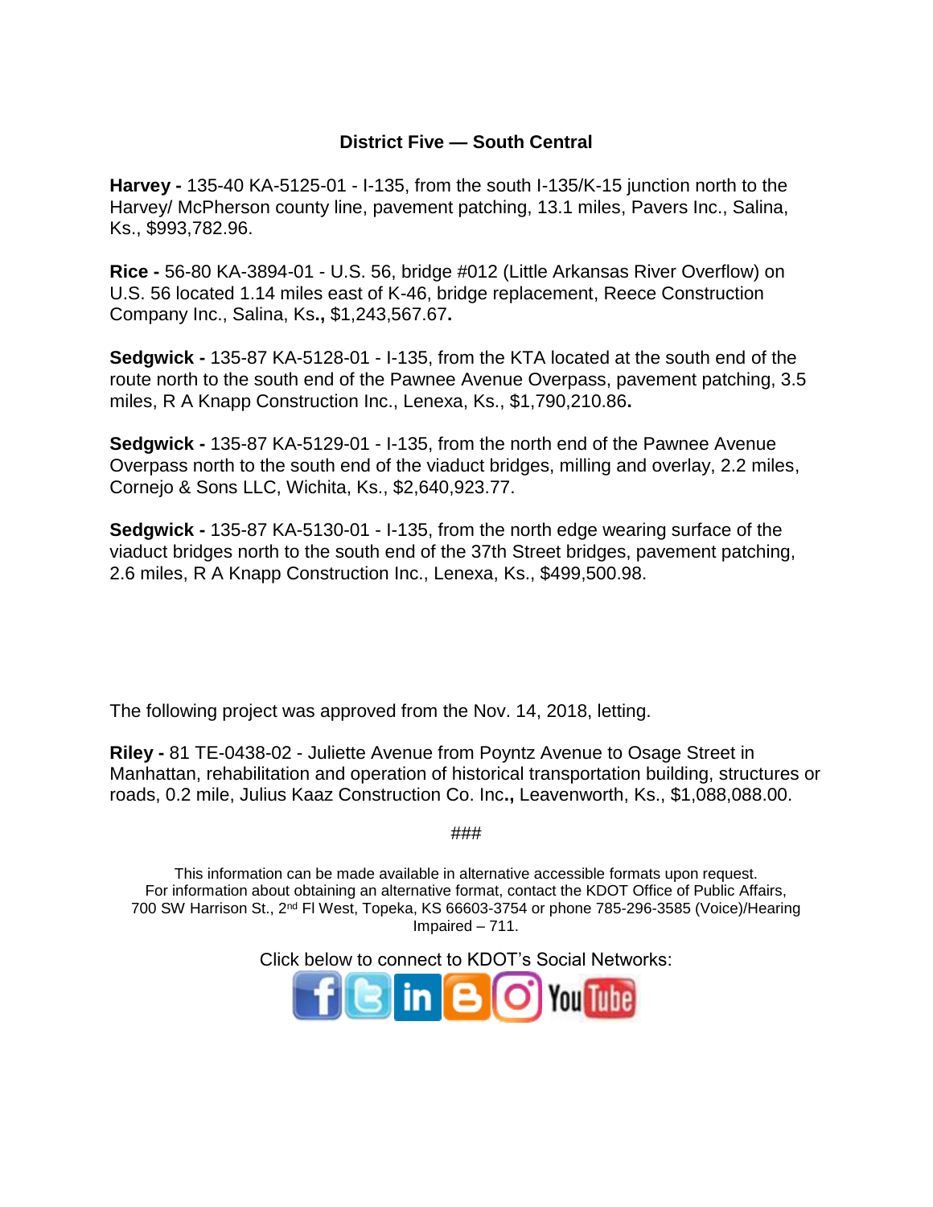## District Five — South Central

**Harvey -** 135-40 KA-5125-01 - I-135, from the south I-135/K-15 junction north to the Harvey/ McPherson county line, pavement patching, 13.1 miles, Pavers Inc., Salina, Ks., $993,782.96.

**Rice -** 56-80 KA-3894-01 - U.S. 56, bridge #012 (Little Arkansas River Overflow) on U.S. 56 located 1.14 miles east of K-46, bridge replacement, Reece Construction Company Inc., Salina, Ks**.,** $1,243,567.67**.**

**Sedgwick -** 135-87 KA-5128-01 - I-135, from the KTA located at the south end of the route north to the south end of the Pawnee Avenue Overpass, pavement patching, 3.5 miles, R A Knapp Construction Inc., Lenexa, Ks., $1,790,210.86**.**

**Sedgwick -** 135-87 KA-5129-01 - I-135, from the north end of the Pawnee Avenue Overpass north to the south end of the viaduct bridges, milling and overlay, 2.2 miles, Cornejo & Sons LLC, Wichita, Ks., $2,640,923.77.

**Sedgwick -** 135-87 KA-5130-01 - I-135, from the north edge wearing surface of the viaduct bridges north to the south end of the 37th Street bridges, pavement patching, 2.6 miles, R A Knapp Construction Inc., Lenexa, Ks., $499,500.98.

The following project was approved from the Nov. 14, 2018, letting.

**Riley -** 81 TE-0438-02 - Juliette Avenue from Poyntz Avenue to Osage Street in Manhattan, rehabilitation and operation of historical transportation building, structures or roads, 0.2 mile, Julius Kaaz Construction Co. Inc**.,** Leavenworth, Ks., $1,088,088.00.

###

This information can be made available in alternative accessible formats upon request. For information about obtaining an alternative format, contact the KDOT Office of Public Affairs, 700 SW Harrison St., 2nd Fl West, Topeka, KS 66603-3754 or phone 785-296-3585 (Voice)/Hearing Impaired – 711.

Click below to connect to KDOT's Social Networks: